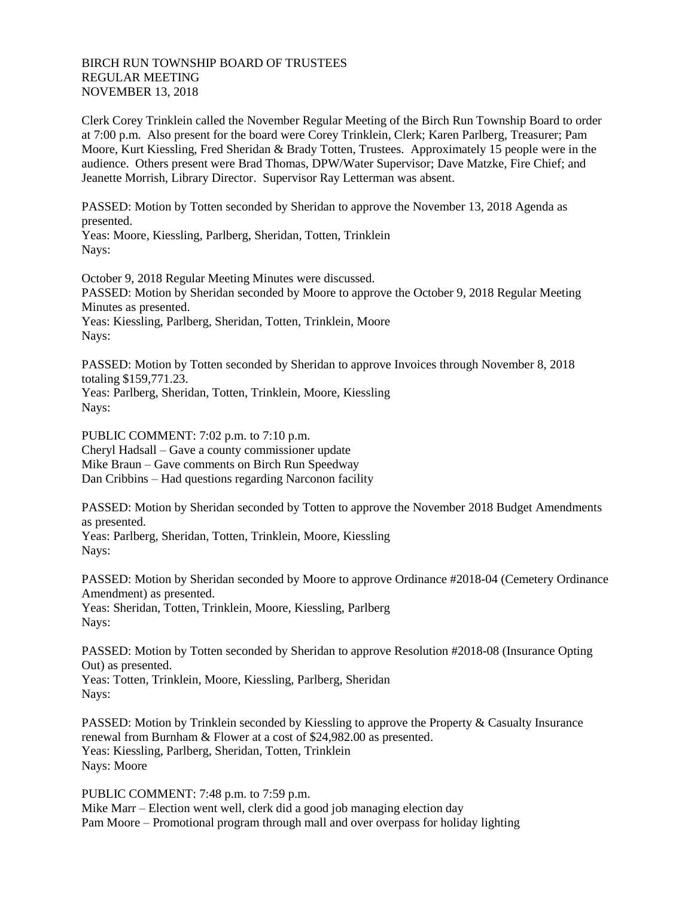BIRCH RUN TOWNSHIP BOARD OF TRUSTEES
REGULAR MEETING
NOVEMBER 13, 2018

Clerk Corey Trinklein called the November Regular Meeting of the Birch Run Township Board to order at 7:00 p.m. Also present for the board were Corey Trinklein, Clerk; Karen Parlberg, Treasurer; Pam Moore, Kurt Kiessling, Fred Sheridan & Brady Totten, Trustees. Approximately 15 people were in the audience. Others present were Brad Thomas, DPW/Water Supervisor; Dave Matzke, Fire Chief; and Jeanette Morrish, Library Director. Supervisor Ray Letterman was absent.

PASSED: Motion by Totten seconded by Sheridan to approve the November 13, 2018 Agenda as presented.
Yeas: Moore, Kiessling, Parlberg, Sheridan, Totten, Trinklein
Nays:

October 9, 2018 Regular Meeting Minutes were discussed.
PASSED: Motion by Sheridan seconded by Moore to approve the October 9, 2018 Regular Meeting Minutes as presented.
Yeas: Kiessling, Parlberg, Sheridan, Totten, Trinklein, Moore
Nays:

PASSED: Motion by Totten seconded by Sheridan to approve Invoices through November 8, 2018 totaling $159,771.23.
Yeas: Parlberg, Sheridan, Totten, Trinklein, Moore, Kiessling
Nays:

PUBLIC COMMENT: 7:02 p.m. to 7:10 p.m.
Cheryl Hadsall – Gave a county commissioner update
Mike Braun – Gave comments on Birch Run Speedway
Dan Cribbins – Had questions regarding Narconon facility

PASSED: Motion by Sheridan seconded by Totten to approve the November 2018 Budget Amendments as presented.
Yeas: Parlberg, Sheridan, Totten, Trinklein, Moore, Kiessling
Nays:

PASSED: Motion by Sheridan seconded by Moore to approve Ordinance #2018-04 (Cemetery Ordinance Amendment) as presented.
Yeas: Sheridan, Totten, Trinklein, Moore, Kiessling, Parlberg
Nays:

PASSED: Motion by Totten seconded by Sheridan to approve Resolution #2018-08 (Insurance Opting Out) as presented.
Yeas: Totten, Trinklein, Moore, Kiessling, Parlberg, Sheridan
Nays:

PASSED: Motion by Trinklein seconded by Kiessling to approve the Property & Casualty Insurance renewal from Burnham & Flower at a cost of $24,982.00 as presented.
Yeas: Kiessling, Parlberg, Sheridan, Totten, Trinklein
Nays: Moore

PUBLIC COMMENT: 7:48 p.m. to 7:59 p.m.
Mike Marr – Election went well, clerk did a good job managing election day
Pam Moore – Promotional program through mall and over overpass for holiday lighting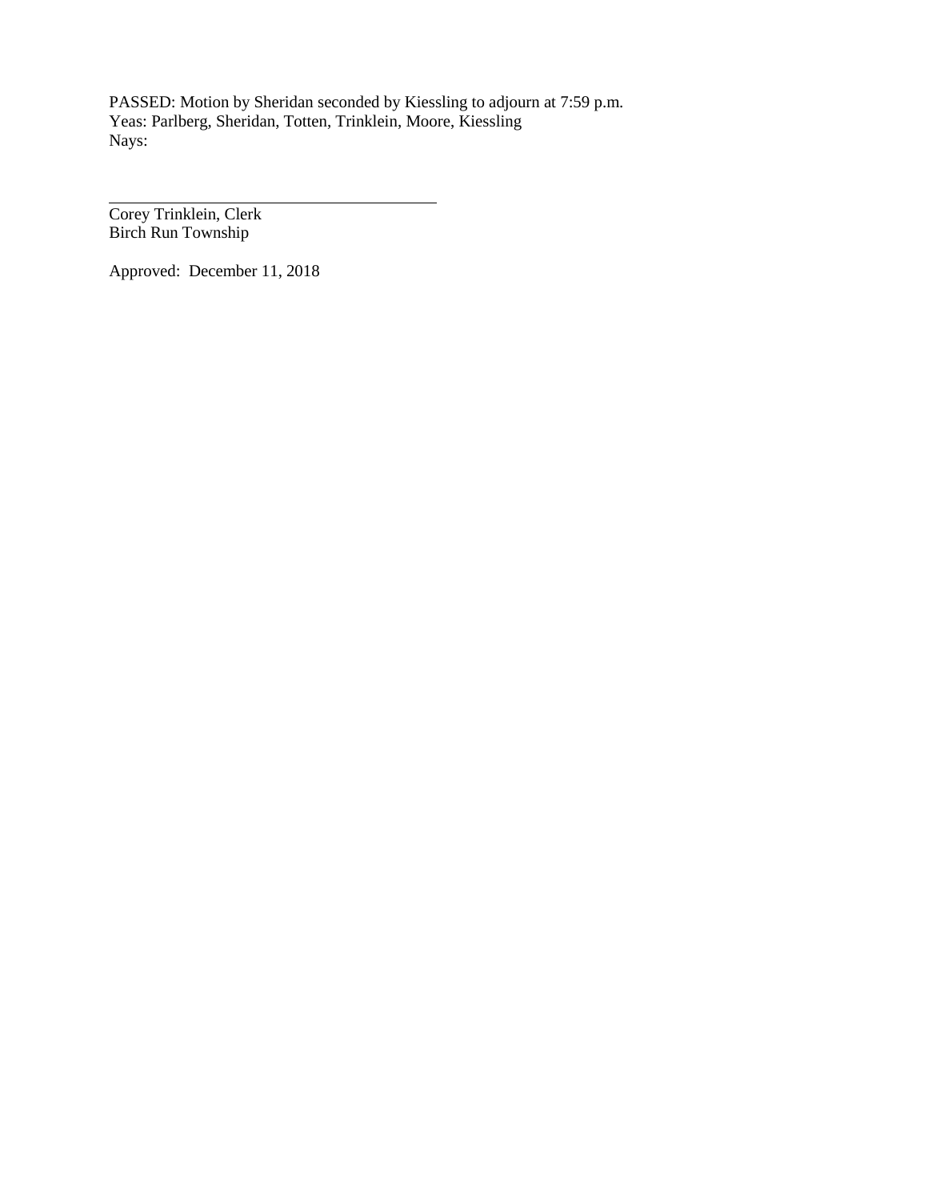PASSED: Motion by Sheridan seconded by Kiessling to adjourn at 7:59 p.m.
Yeas: Parlberg, Sheridan, Totten, Trinklein, Moore, Kiessling
Nays:

\_\_\_\_\_\_\_\_\_\_\_\_\_\_\_\_\_\_\_\_\_\_\_\_\_\_\_\_\_\_\_\_\_\_\_\_\_\_\_\_

Corey Trinklein, Clerk
Birch Run Township

Approved: December 11, 2018